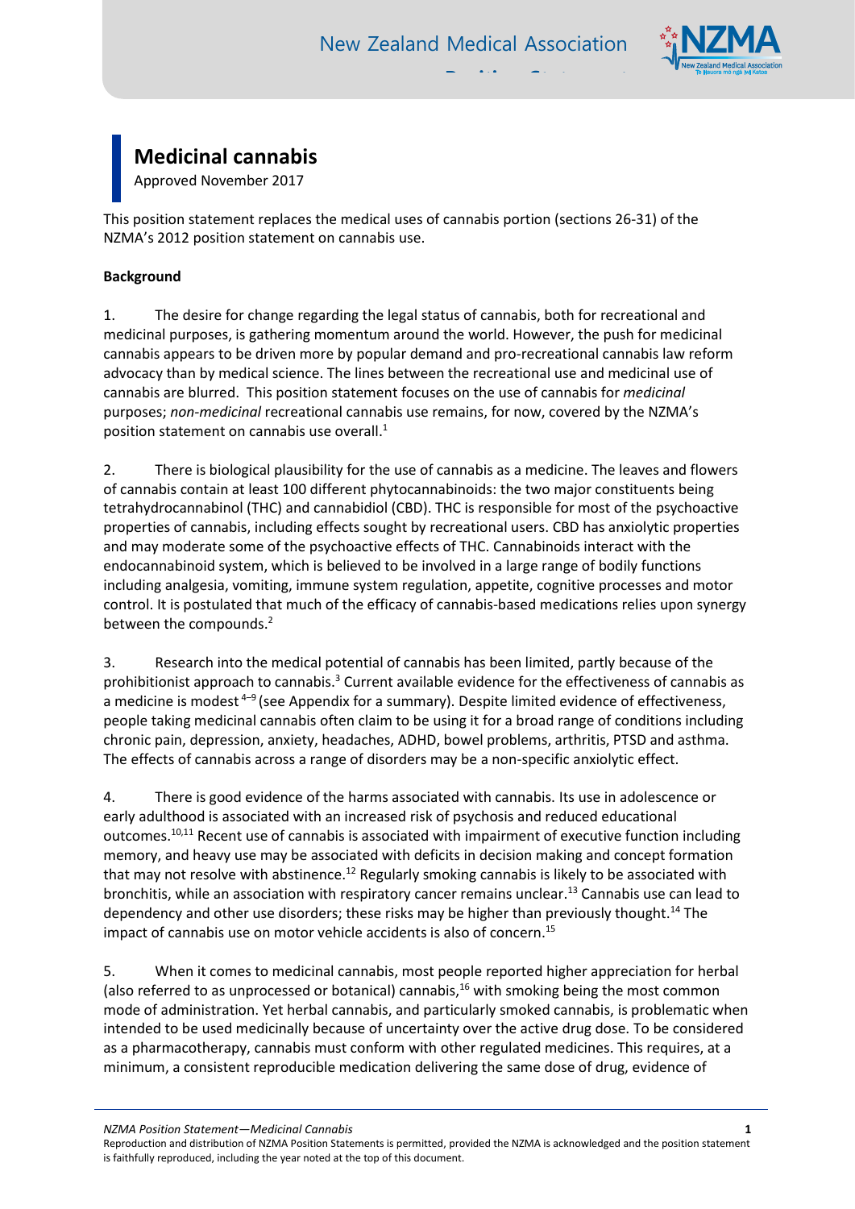# Medicinal cannabis

Approved November 2017

This position statement replaces the medical uses of cannabis portion (sections 26-31) of the NZMA's 2012 position statement on cannabis use.

**Background**

1. The desire for change regarding the legal status of cannabis, both for recreational and medicinal purposes, is gathering momentum around the world. However, the push for medicinal cannabis appears to be driven more by popular demand and pro-recreational cannabis law reform advocacy than by medical science. The lines between the recreational use and medicinal use of cannabis are blurred. This position statement focuses on the use of cannabis for *medicinal* purposes; *non-medicinal* recreational cannabis use remains, for now, covered by the NZMA's position statement on cannabis use overall.[1]

2. There is biological plausibility for the use of cannabis as a medicine. The leaves and flowers of cannabis contain at least 100 different phytocannabinoids: the two major constituents being tetrahydrocannabinol (THC) and cannabidiol (CBD). THC is responsible for most of the psychoactive properties of cannabis, including effects sought by recreational users. CBD has anxiolytic properties and may moderate some of the psychoactive effects of THC. Cannabinoids interact with the endocannabinoid system, which is believed to be involved in a large range of bodily functions including analgesia, vomiting, immune system regulation, appetite, cognitive processes and motor control. It is postulated that much of the efficacy of cannabis-based medications relies upon synergy between the compounds.[2]

3. Research into the medical potential of cannabis has been limited, partly because of the prohibitionist approach to cannabis.[3] Current available evidence for the effectiveness of cannabis as a medicine is modest [4–9] (see Appendix for a summary). Despite limited evidence of effectiveness, people taking medicinal cannabis often claim to be using it for a broad range of conditions including chronic pain, depression, anxiety, headaches, ADHD, bowel problems, arthritis, PTSD and asthma. The effects of cannabis across a range of disorders may be a non-specific anxiolytic effect.

4. There is good evidence of the harms associated with cannabis. Its use in adolescence or early adulthood is associated with an increased risk of psychosis and reduced educational outcomes.[10,11] Recent use of cannabis is associated with impairment of executive function including memory, and heavy use may be associated with deficits in decision making and concept formation that may not resolve with abstinence.[12] Regularly smoking cannabis is likely to be associated with bronchitis, while an association with respiratory cancer remains unclear.[13] Cannabis use can lead to dependency and other use disorders; these risks may be higher than previously thought.[14] The impact of cannabis use on motor vehicle accidents is also of concern.[15]

5. When it comes to medicinal cannabis, most people reported higher appreciation for herbal (also referred to as unprocessed or botanical) cannabis,[16] with smoking being the most common mode of administration. Yet herbal cannabis, and particularly smoked cannabis, is problematic when intended to be used medicinally because of uncertainty over the active drug dose. To be considered as a pharmacotherapy, cannabis must conform with other regulated medicines. This requires, at a minimum, a consistent reproducible medication delivering the same dose of drug, evidence of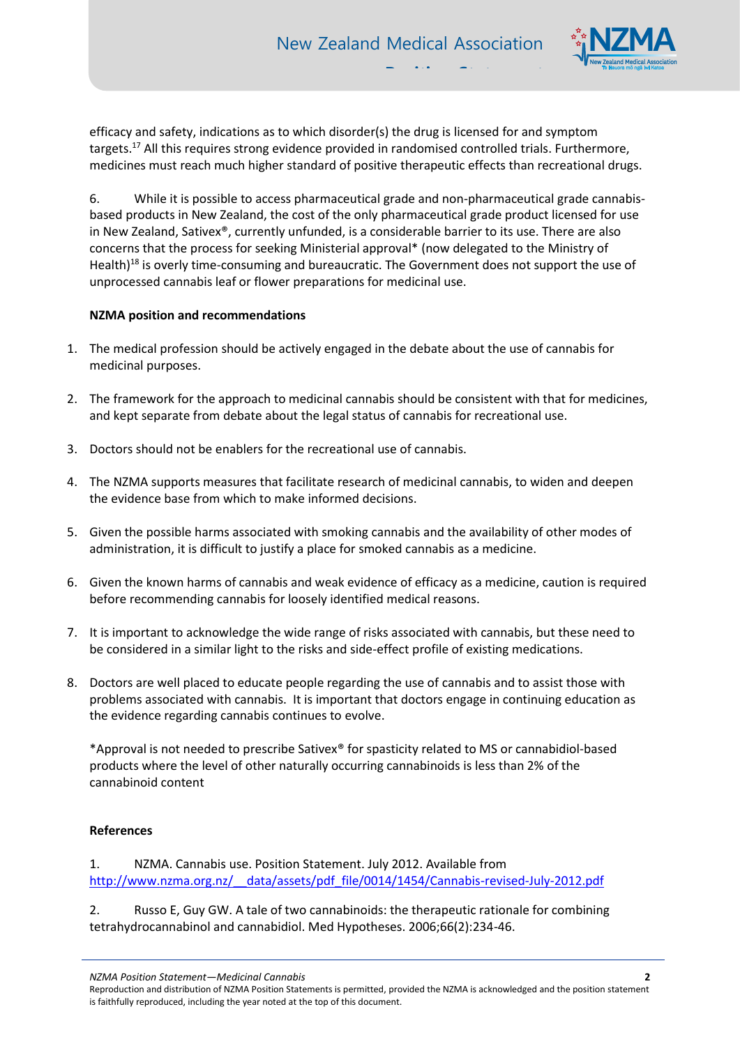efficacy and safety, indications as to which disorder(s) the drug is licensed for and symptom targets.[17] All this requires strong evidence provided in randomised controlled trials. Furthermore, medicines must reach much higher standard of positive therapeutic effects than recreational drugs.

6. While it is possible to access pharmaceutical grade and non-pharmaceutical grade cannabis-based products in New Zealand, the cost of the only pharmaceutical grade product licensed for use in New Zealand, Sativex®, currently unfunded, is a considerable barrier to its use. There are also concerns that the process for seeking Ministerial approval* (now delegated to the Ministry of Health)[18] is overly time-consuming and bureaucratic. The Government does not support the use of unprocessed cannabis leaf or flower preparations for medicinal use.

**NZMA position and recommendations**

1. The medical profession should be actively engaged in the debate about the use of cannabis for medicinal purposes.

2. The framework for the approach to medicinal cannabis should be consistent with that for medicines, and kept separate from debate about the legal status of cannabis for recreational use.

3. Doctors should not be enablers for the recreational use of cannabis.

4. The NZMA supports measures that facilitate research of medicinal cannabis, to widen and deepen the evidence base from which to make informed decisions.

5. Given the possible harms associated with smoking cannabis and the availability of other modes of administration, it is difficult to justify a place for smoked cannabis as a medicine.

6. Given the known harms of cannabis and weak evidence of efficacy as a medicine, caution is required before recommending cannabis for loosely identified medical reasons.

7. It is important to acknowledge the wide range of risks associated with cannabis, but these need to be considered in a similar light to the risks and side-effect profile of existing medications.

8. Doctors are well placed to educate people regarding the use of cannabis and to assist those with problems associated with cannabis. It is important that doctors engage in continuing education as the evidence regarding cannabis continues to evolve.

*Approval is not needed to prescribe Sativex® for spasticity related to MS or cannabidiol-based products where the level of other naturally occurring cannabinoids is less than 2% of the cannabinoid content

**References**

1. NZMA. Cannabis use. Position Statement. July 2012. Available from http://www.nzma.org.nz/__data/assets/pdf_file/0014/1454/Cannabis-revised-July-2012.pdf

2. Russo E, Guy GW. A tale of two cannabinoids: the therapeutic rationale for combining tetrahydrocannabinol and cannabidiol. Med Hypotheses. 2006;66(2):234-46.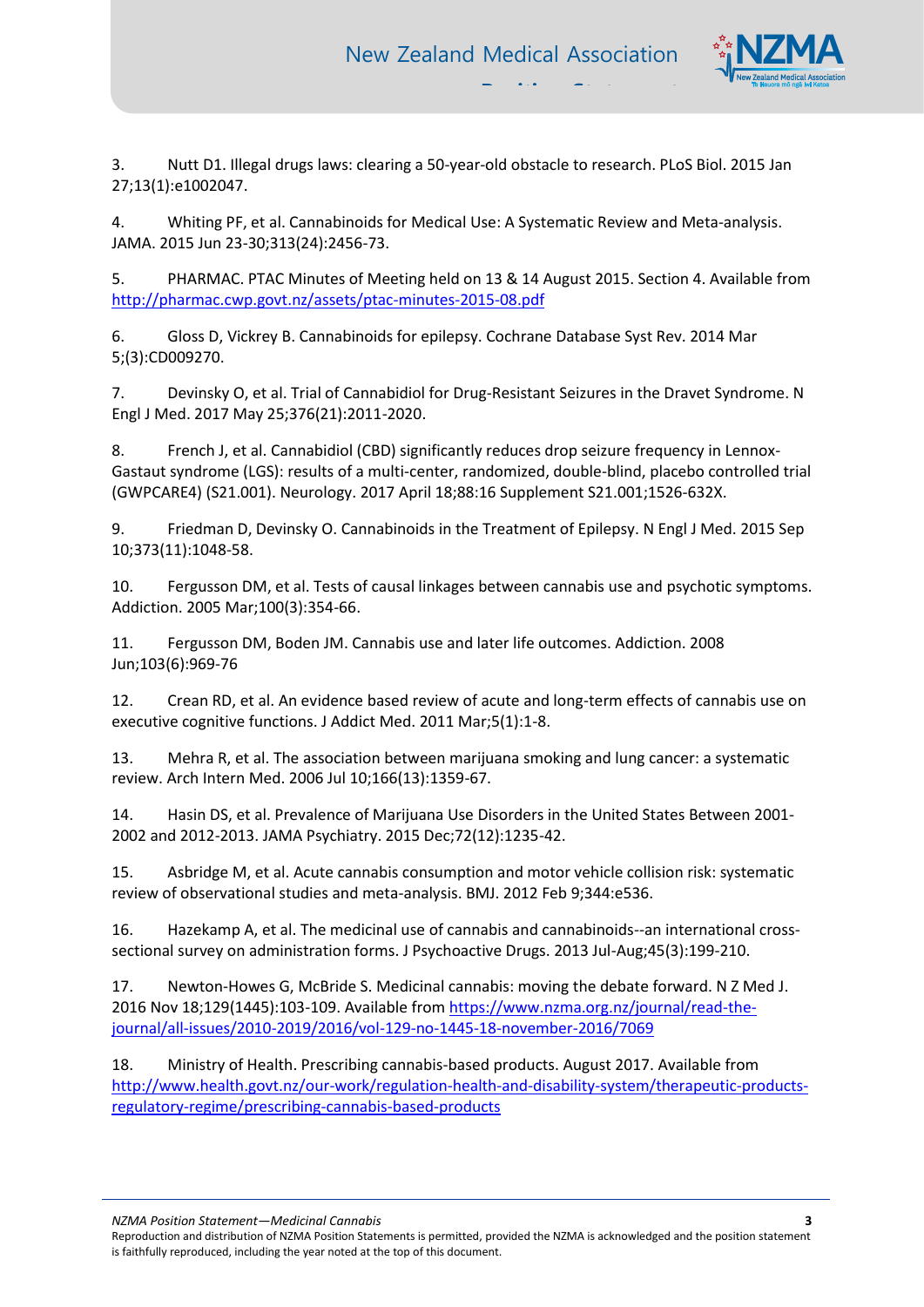3. Nutt D1. Illegal drugs laws: clearing a 50-year-old obstacle to research. PLoS Biol. 2015 Jan 27;13(1):e1002047.

4. Whiting PF, et al. Cannabinoids for Medical Use: A Systematic Review and Meta-analysis. JAMA. 2015 Jun 23-30;313(24):2456-73.

5. PHARMAC. PTAC Minutes of Meeting held on 13 & 14 August 2015. Section 4. Available from http://pharmac.cwp.govt.nz/assets/ptac-minutes-2015-08.pdf

6. Gloss D, Vickrey B. Cannabinoids for epilepsy. Cochrane Database Syst Rev. 2014 Mar 5;(3):CD009270.

7. Devinsky O, et al. Trial of Cannabidiol for Drug-Resistant Seizures in the Dravet Syndrome. N Engl J Med. 2017 May 25;376(21):2011-2020.

8. French J, et al. Cannabidiol (CBD) significantly reduces drop seizure frequency in Lennox-Gastaut syndrome (LGS): results of a multi-center, randomized, double-blind, placebo controlled trial (GWPCARE4) (S21.001). Neurology. 2017 April 18;88:16 Supplement S21.001;1526-632X.

9. Friedman D, Devinsky O. Cannabinoids in the Treatment of Epilepsy. N Engl J Med. 2015 Sep 10;373(11):1048-58.

10. Fergusson DM, et al. Tests of causal linkages between cannabis use and psychotic symptoms. Addiction. 2005 Mar;100(3):354-66.

11. Fergusson DM, Boden JM. Cannabis use and later life outcomes. Addiction. 2008 Jun;103(6):969-76

12. Crean RD, et al. An evidence based review of acute and long-term effects of cannabis use on executive cognitive functions. J Addict Med. 2011 Mar;5(1):1-8.

13. Mehra R, et al. The association between marijuana smoking and lung cancer: a systematic review. Arch Intern Med. 2006 Jul 10;166(13):1359-67.

14. Hasin DS, et al. Prevalence of Marijuana Use Disorders in the United States Between 2001-2002 and 2012-2013. JAMA Psychiatry. 2015 Dec;72(12):1235-42.

15. Asbridge M, et al. Acute cannabis consumption and motor vehicle collision risk: systematic review of observational studies and meta-analysis. BMJ. 2012 Feb 9;344:e536.

16. Hazekamp A, et al. The medicinal use of cannabis and cannabinoids--an international cross-sectional survey on administration forms. J Psychoactive Drugs. 2013 Jul-Aug;45(3):199-210.

17. Newton-Howes G, McBride S. Medicinal cannabis: moving the debate forward. N Z Med J. 2016 Nov 18;129(1445):103-109. Available from https://www.nzma.org.nz/journal/read-the-journal/all-issues/2010-2019/2016/vol-129-no-1445-18-november-2016/7069

18. Ministry of Health. Prescribing cannabis-based products. August 2017. Available from http://www.health.govt.nz/our-work/regulation-health-and-disability-system/therapeutic-products-regulatory-regime/prescribing-cannabis-based-products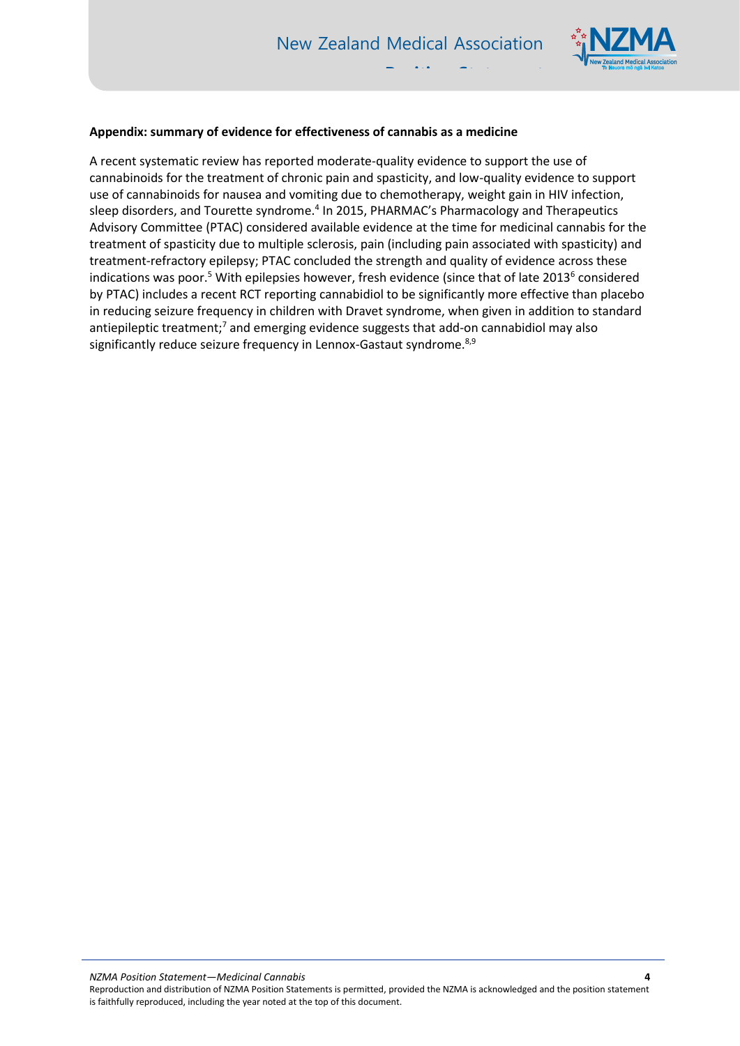**Appendix: summary of evidence for effectiveness of cannabis as a medicine**

A recent systematic review has reported moderate-quality evidence to support the use of cannabinoids for the treatment of chronic pain and spasticity, and low-quality evidence to support use of cannabinoids for nausea and vomiting due to chemotherapy, weight gain in HIV infection, sleep disorders, and Tourette syndrome.[4] In 2015, PHARMAC's Pharmacology and Therapeutics Advisory Committee (PTAC) considered available evidence at the time for medicinal cannabis for the treatment of spasticity due to multiple sclerosis, pain (including pain associated with spasticity) and treatment-refractory epilepsy; PTAC concluded the strength and quality of evidence across these indications was poor.[5] With epilepsies however, fresh evidence (since that of late 2013[6] considered by PTAC) includes a recent RCT reporting cannabidiol to be significantly more effective than placebo in reducing seizure frequency in children with Dravet syndrome, when given in addition to standard antiepileptic treatment;[7] and emerging evidence suggests that add-on cannabidiol may also significantly reduce seizure frequency in Lennox-Gastaut syndrome.[8,9]